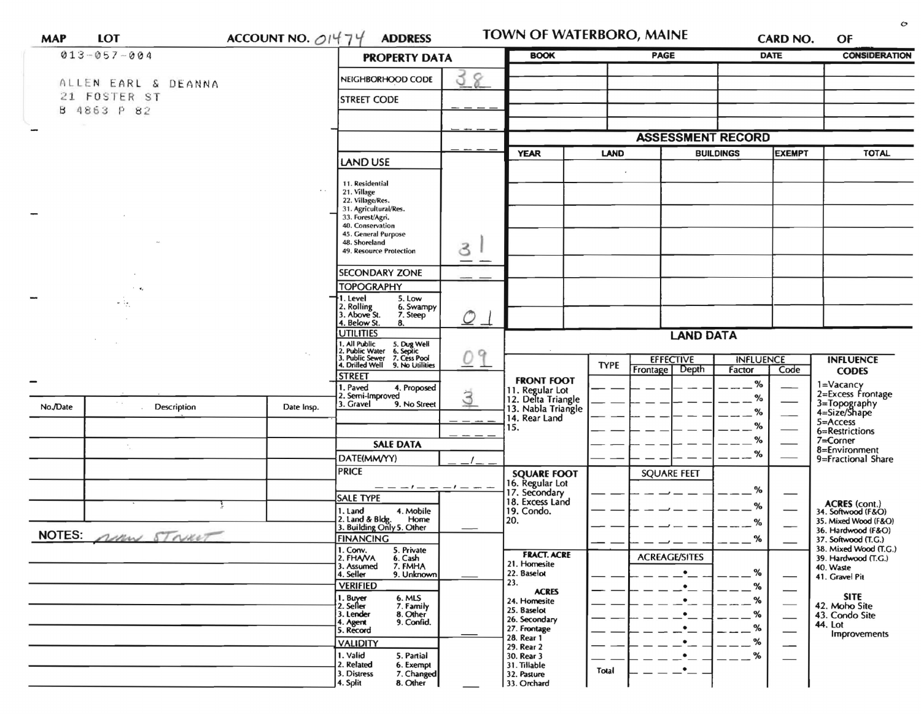MAP 013-057-004 | LOT | ACCOUNT NO. 01474 | ADDRESS | TOWN OF WATERBORO, MAINE | CARD NO. | OF

ALLEN EARL & DEANNA
21 FOSTER ST
B 4863 P 82

## PROPERTY DATA

| Field | Value |
|---|---|
| NEIGHBORHOOD CODE | 38 |
| STREET CODE | |
| LAND USE | 31 |
| SECONDARY ZONE | |
| TOPOGRAPHY | 01 |
| UTILITIES | 09 |
| STREET | 3 |

LAND USE: 11. Residential, 21. Village, 22. Village/Res., 31. Agricultural/Res., 33. Forest/Agri., 40. Conservation, 45. General Purpose, 48. Shoreland, 49. Resource Protection

TOPOGRAPHY: 1. Level, 2. Rolling, 3. Above St., 4. Below St., 5. Low, 6. Swampy, 7. Steep, 8.

UTILITIES: 1. All Public, 2. Public Water, 3. Public Sewer, 4. Drilled Well, 5. Dug Well, 6. Septic, 7. Cess Pool, 9. No Utilities

STREET: 1. Paved, 2. Semi-Improved, 3. Gravel, 4. Proposed, 9. No Street

## SALE DATA

DATE(MM/YY): __/__

PRICE: ___,___,___

SALE TYPE: 1. Land, 2. Land & Bldg., 3. Building Only, 4. Mobile Home, 5. Other

FINANCING: 1. Conv., 2. FHA/VA, 3. Assumed, 4. Seller, 5. Private, 6. Cash, 7. FMHA, 9. Unknown

VERIFIED: 1. Buyer, 2. Seller, 3. Lender, 4. Agent, 5. Record, 6. MLS, 7. Family, 8. Other, 9. Confid.

VALIDITY: 1. Valid, 2. Related, 3. Distress, 4. Split, 5. Partial, 6. Exempt, 7. Changed, 8. Other

| BOOK | PAGE | DATE | CONSIDERATION |
|---|---|---|---|
| | | | |

## ASSESSMENT RECORD

| YEAR | LAND | BUILDINGS | EXEMPT | TOTAL |
|---|---|---|---|---|
| | | | | |

## LAND DATA

| | TYPE | EFFECTIVE Frontage | EFFECTIVE Depth | INFLUENCE Factor | INFLUENCE Code |
|---|---|---|---|---|---|
| **FRONT FOOT** 11. Regular Lot, 12. Delta Triangle, 13. Nabla Triangle, 14. Rear Land, 15. | | | | % | |
| **SQUARE FOOT** 16. Regular Lot, 17. Secondary, 18. Excess Land, 19. Condo., 20. | | SQUARE FEET | | % | |
| **FRACT. ACRE** 21. Homesite, 22. Baselot, 23. | | ACREAGE/SITES | | % | |
| **ACRES** 24. Homesite, 25. Baselot, 26. Secondary, 27. Frontage, 28. Rear 1, 29. Rear 2, 30. Rear 3, 31. Tillable, 32. Pasture, 33. Orchard | Total | | | % | |

INFLUENCE CODES: 1=Vacancy, 2=Excess Frontage, 3=Topography, 4=Size/Shape, 5=Access, 6=Restrictions, 7=Corner, 8=Environment, 9=Fractional Share

ACRES (cont.): 34. Softwood (F&O), 35. Mixed Wood (F&O), 36. Hardwood (F&O), 37. Softwood (T.G.), 38. Mixed Wood (T.G.), 39. Hardwood (T.G.), 40. Waste, 41. Gravel Pit

SITE: 42. Moho Site, 43. Condo Site, 44. Lot Improvements

| No./Date | Description | Date Insp. |
|---|---|---|
| | | |

NOTES: new street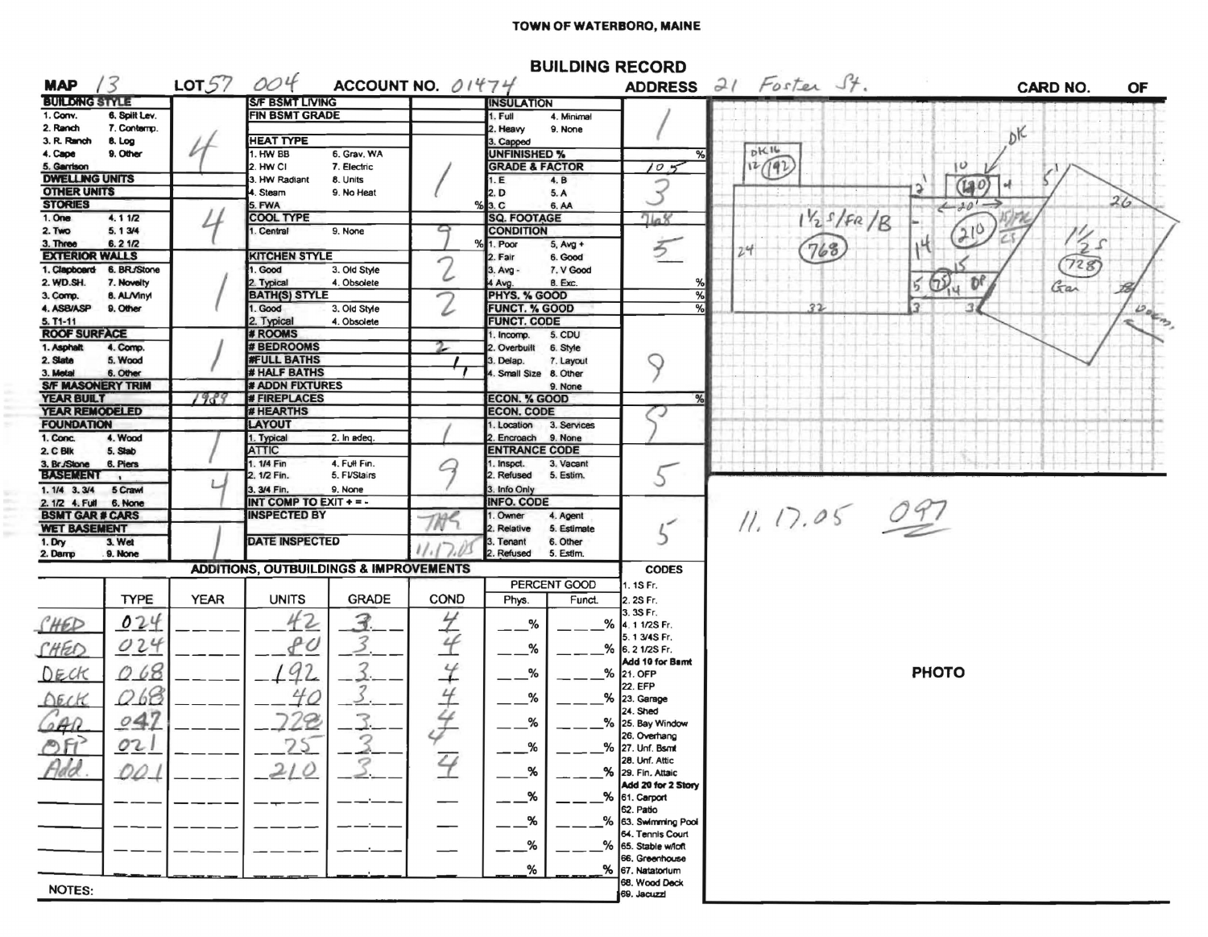**TOWN OF WATERBORO, MAINE**

# BUILDING RECORD

**MAP** 13 **LOT** 57 004 **ACCOUNT NO.** 01474 **ADDRESS** 21 Foster St. **CARD NO.** **OF**

| Field | Value | Field | Value | Field | Value |
|---|---|---|---|---|---|
| **BUILDING STYLE** 1. Conv. 2. Ranch 3. R. Ranch 4. Cape 5. Garrison 6. Split Lev. 7. Contemp. 8. Log 9. Other | 4 | **S/F BSMT LIVING** | | **INSULATION** 1. Full 2. Heavy 3. Capped 4. Minimal 9. None | 1 |
| **DWELLING UNITS** | | **FIN BSMT GRADE** | | **UNFINISHED %** | % |
| **OTHER UNITS** | | **HEAT TYPE** 1. HW BB 2. HW CI 3. HW Radiant 4. Steam 5. FWA 6. Grav. WA 7. Electric 8. Units 9. No Heat | 1 | **GRADE & FACTOR** 1. E 2. D 3. C 4. B 5. A 6. AA | 3 105 |
| **STORIES** 1. One 2. Two 3. Three 4. 1 1/2 5. 1 3/4 6. 2 1/2 | 4 | **COOL TYPE** 1. Central 9. None | 9 | **SQ. FOOTAGE** | 768 |
| **EXTERIOR WALLS** 1. Clapboard 2. WD.SH. 3. Comp. 4. ASB/ASP 5. T1-11 6. BR/Stone 7. Novelty 8. AL/Vinyl 9. Other | 1 | **KITCHEN STYLE** 1. Good 2. Typical 3. Old Style 4. Obsolete | 2 | **CONDITION** 1. Poor 2. Fair 3. Avg - 4. Avg. 5. Avg + 6. Good 7. V Good 8. Exc. | 5 |
| **ROOF SURFACE** 1. Asphalt 2. Slate 3. Metal 4. Comp. 5. Wood 6. Other | 1 | **BATH(S) STYLE** 1. Good 2. Typical 3. Old Style 4. Obsolete | 2 | **PHYS. % GOOD** | % |
| **S/F MASONRY TRIM** | | **# ROOMS** | | **FUNCT. % GOOD** | % |
| **YEAR BUILT** | 1989 | **# BEDROOMS** | 2 | **FUNCT. CODE** 1. Incomp. 2. Overbuilt 3. Delap. 4. Small Size 5. CDU 6. Style 7. Layout 8. Other 9. None | 9 |
| **YEAR REMODELED** | | **#FULL BATHS** | 1 | **ECON. % GOOD** | % |
| **FOUNDATION** 1. Conc. 2. C Blk 3. Br./Stone 4. Wood 5. Slab 6. Piers | 1 | **# HALF BATHS** | 1 | **ECON. CODE** 1. Location 2. Encroach 3. Services 9. None | 9 |
| **BASEMENT** 1. 1/4 2. 1/2 3. 3/4 4. Full 5 Crawl 6. None | 4 | **# ADDN FIXTURES** | | **ENTRANCE CODE** 1. Inspct. 2. Refused 3. Info Only 4. Vacant 5. Estim. | 5 |
| **BSMT GAR # CARS** | | **# FIREPLACES** | | **INFO. CODE** 1. Owner 2. Relative 3. Tenant 4. Agent 5. Estimate 6. Other | 5 |
| **WET BASEMENT** 1. Dry 2. Damp 3. Wet 9. None | 1 | **# HEARTHS** | | | |
| | | **LAYOUT** 1. Typical 2. In adeq. | 1 | | |
| | | **ATTIC** 1. 1/4 Fin 2. 1/2 Fin. 3. 3/4 Fin. 4. Full Fin. 5. Fl/Stairs 9. None | 9 | | |
| | | **INT COMP TO EXIT + = -** | | | |
| | | **INSPECTED BY** | TAS | | |
| | | **DATE INSPECTED** | 11.17.05 | | |

Sketch: DK 16 12 (192); 1½ S/FR/B (768) 24 × 32; 10 (40) 4; 20'; 14 (210) 15/FR CS; 5 (75) 15 14 OP; 2'; 5'; 26; 1½ S (728) Gar B; 3; 3; DK; Down

11.17.05 097

## ADDITIONS, OUTBUILDINGS & IMPROVEMENTS

| | TYPE | YEAR | UNITS | GRADE | COND | Phys. % | Funct. % |
|---|---|---|---|---|---|---|---|
| SHED | 024 | | 42 | 3 | 4 | % | % |
| SHED | 024 | | 80 | 3 | 4 | % | % |
| DECK | 068 | | 192 | 3 | 4 | % | % |
| DECK | 068 | | 40 | 3 | 4 | % | % |
| GAR | 047 | | 728 | 3 | 4 | % | % |
| OP | 021 | | 75 | 3 | 4 | % | % |
| Add. | 001 | | 210 | 3 | 4 | % | % |

**CODES**
1. 1S Fr.
2. 2S Fr.
3. 3S Fr.
4. 1 1/2S Fr.
5. 1 3/4S Fr.
6. 2 1/2S Fr.
Add 10 for Bsmt
21. OFP
22. EFP
23. Garage
24. Shed
25. Bay Window
26. Overhang
27. Unf. Bsmt
28. Unf. Attic
29. Fin. Attaic
Add 20 for 2 Story
61. Carport
62. Patio
63. Swimming Pool
64. Tennis Court
65. Stable w/loft
66. Greenhouse
67. Natatorium
68. Wood Deck
69. Jacuzzi

**PHOTO**

NOTES: